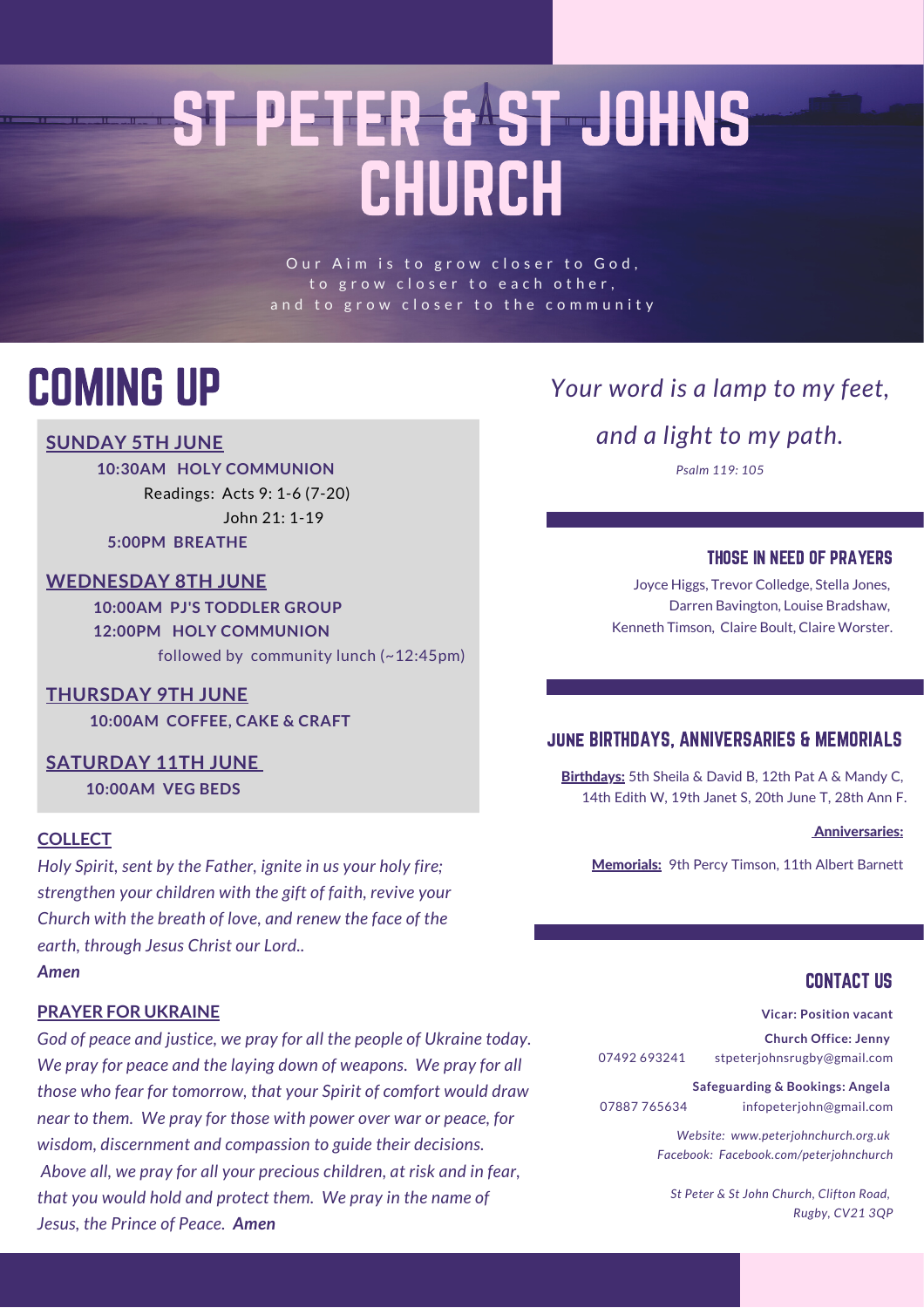# ST PETER & ST JOHNS CHURCH

Our Aim is to grow closer to God,
to grow closer to each other,
and to grow closer to the community

## COMING UP

**SUNDAY 5TH JUNE**

**10:30AM HOLY COMMUNION**
Readings: Acts 9: 1-6 (7-20)
John 21: 1-19

**5:00PM BREATHE**

**WEDNESDAY 8TH JUNE**

**10:00AM PJ'S TODDLER GROUP**
**12:00PM HOLY COMMUNION**
followed by community lunch (~12:45pm)

**THURSDAY 9TH JUNE**

**10:00AM COFFEE, CAKE & CRAFT**

**SATURDAY 11TH JUNE**

**10:00AM VEG BEDS**

**COLLECT**

*Holy Spirit, sent by the Father, ignite in us your holy fire; strengthen your children with the gift of faith, revive your Church with the breath of love, and renew the face of the earth, through Jesus Christ our Lord..*
***Amen***

**PRAYER FOR UKRAINE**

*God of peace and justice, we pray for all the people of Ukraine today. We pray for peace and the laying down of weapons. We pray for all those who fear for tomorrow, that your Spirit of comfort would draw near to them. We pray for those with power over war or peace, for wisdom, discernment and compassion to guide their decisions. Above all, we pray for all your precious children, at risk and in fear, that you would hold and protect them. We pray in the name of Jesus, the Prince of Peace.* ***Amen***

*Your word is a lamp to my feet,*
*and a light to my path.*

*Psalm 119: 105*

### THOSE IN NEED OF PRAYERS

Joyce Higgs, Trevor Colledge, Stella Jones, Darren Bavington, Louise Bradshaw, Kenneth Timson, Claire Boult, Claire Worster.

### JUNE BIRTHDAYS, ANNIVERSARIES & MEMORIALS

**Birthdays:** 5th Sheila & David B, 12th Pat A & Mandy C, 14th Edith W, 19th Janet S, 20th June T, 28th Ann F.

**Anniversaries:**

**Memorials:** 9th Percy Timson, 11th Albert Barnett

### CONTACT US

**Vicar: Position vacant**

**Church Office: Jenny**
07492 693241 stpeterjohnsrugby@gmail.com

**Safeguarding & Bookings: Angela**
07887 765634 infopeterjohn@gmail.com

*Website: www.peterjohnchurch.org.uk*
*Facebook: Facebook.com/peterjohnchurch*

*St Peter & St John Church, Clifton Road, Rugby, CV21 3QP*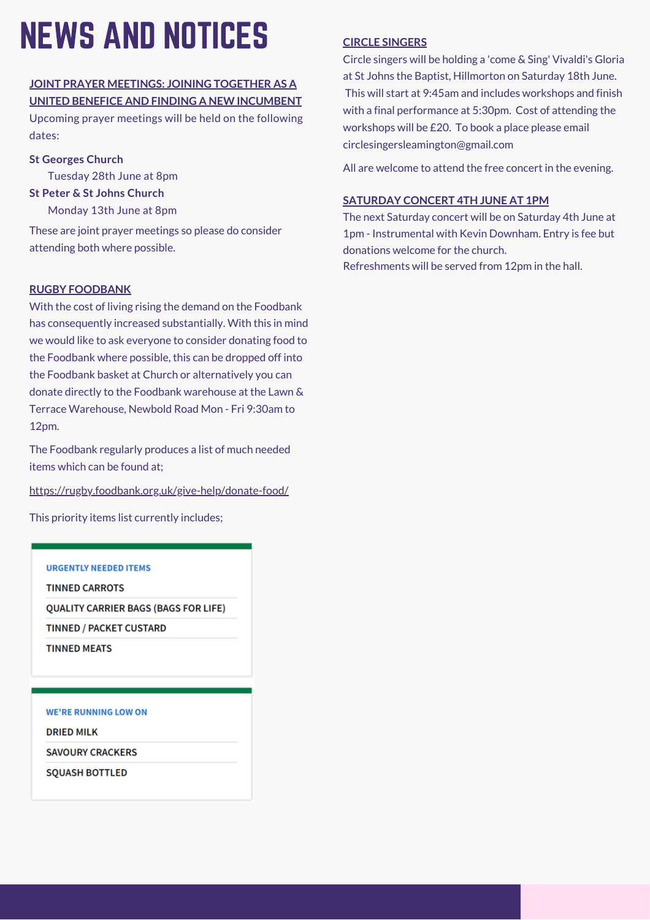# NEWS AND NOTICES

**JOINT PRAYER MEETINGS: JOINING TOGETHER AS A UNITED BENEFICE AND FINDING A NEW INCUMBENT**

Upcoming prayer meetings will be held on the following dates:

**St Georges Church**
Tuesday 28th June at 8pm

**St Peter & St Johns Church**
Monday 13th June at 8pm

These are joint prayer meetings so please do consider attending both where possible.

**RUGBY FOODBANK**

With the cost of living rising the demand on the Foodbank has consequently increased substantially. With this in mind we would like to ask everyone to consider donating food to the Foodbank where possible, this can be dropped off into the Foodbank basket at Church or alternatively you can donate directly to the Foodbank warehouse at the Lawn & Terrace Warehouse, Newbold Road Mon - Fri 9:30am to 12pm.

The Foodbank regularly produces a list of much needed items which can be found at;

https://rugby.foodbank.org.uk/give-help/donate-food/

This priority items list currently includes;

**URGENTLY NEEDED ITEMS**

- TINNED CARROTS
- QUALITY CARRIER BAGS (BAGS FOR LIFE)
- TINNED / PACKET CUSTARD
- TINNED MEATS

**WE'RE RUNNING LOW ON**

- DRIED MILK
- SAVOURY CRACKERS
- SQUASH BOTTLED

**CIRCLE SINGERS**

Circle singers will be holding a 'come & Sing' Vivaldi's Gloria at St Johns the Baptist, Hillmorton on Saturday 18th June. This will start at 9:45am and includes workshops and finish with a final performance at 5:30pm. Cost of attending the workshops will be £20. To book a place please email circlesingersleamington@gmail.com

All are welcome to attend the free concert in the evening.

**SATURDAY CONCERT 4TH JUNE AT 1PM**

The next Saturday concert will be on Saturday 4th June at 1pm - Instrumental with Kevin Downham. Entry is fee but donations welcome for the church.
Refreshments will be served from 12pm in the hall.